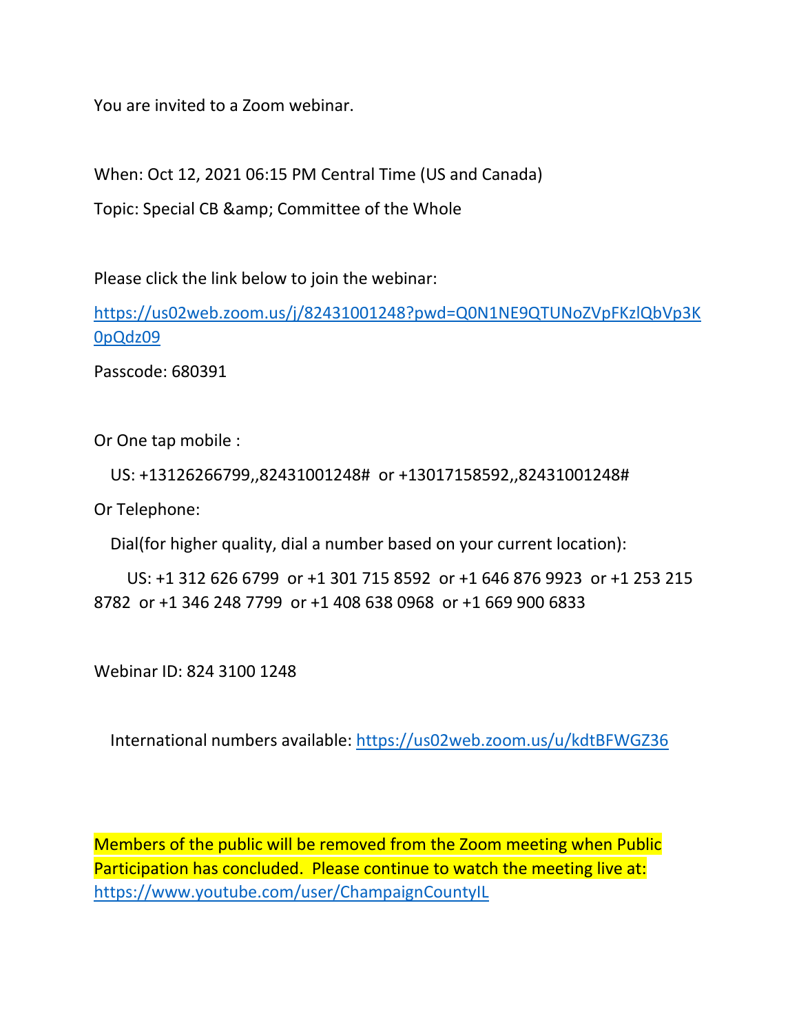You are invited to a Zoom webinar.

When: Oct 12, 2021 06:15 PM Central Time (US and Canada)

Topic: Special CB &amp; Committee of the Whole

Please click the link below to join the webinar:

https://us02web.zoom.us/j/82431001248?pwd=Q0N1NE9QTUNoZVpFKzlQbVp3K0pQdz09

Passcode: 680391

Or One tap mobile :

US: +13126266799,,82431001248# or +13017158592,,82431001248#

Or Telephone:

Dial(for higher quality, dial a number based on your current location):

US: +1 312 626 6799 or +1 301 715 8592 or +1 646 876 9923 or +1 253 215 8782 or +1 346 248 7799 or +1 408 638 0968 or +1 669 900 6833

Webinar ID: 824 3100 1248

International numbers available: https://us02web.zoom.us/u/kdtBFWGZ36

Members of the public will be removed from the Zoom meeting when Public Participation has concluded. Please continue to watch the meeting live at: https://www.youtube.com/user/ChampaignCountyIL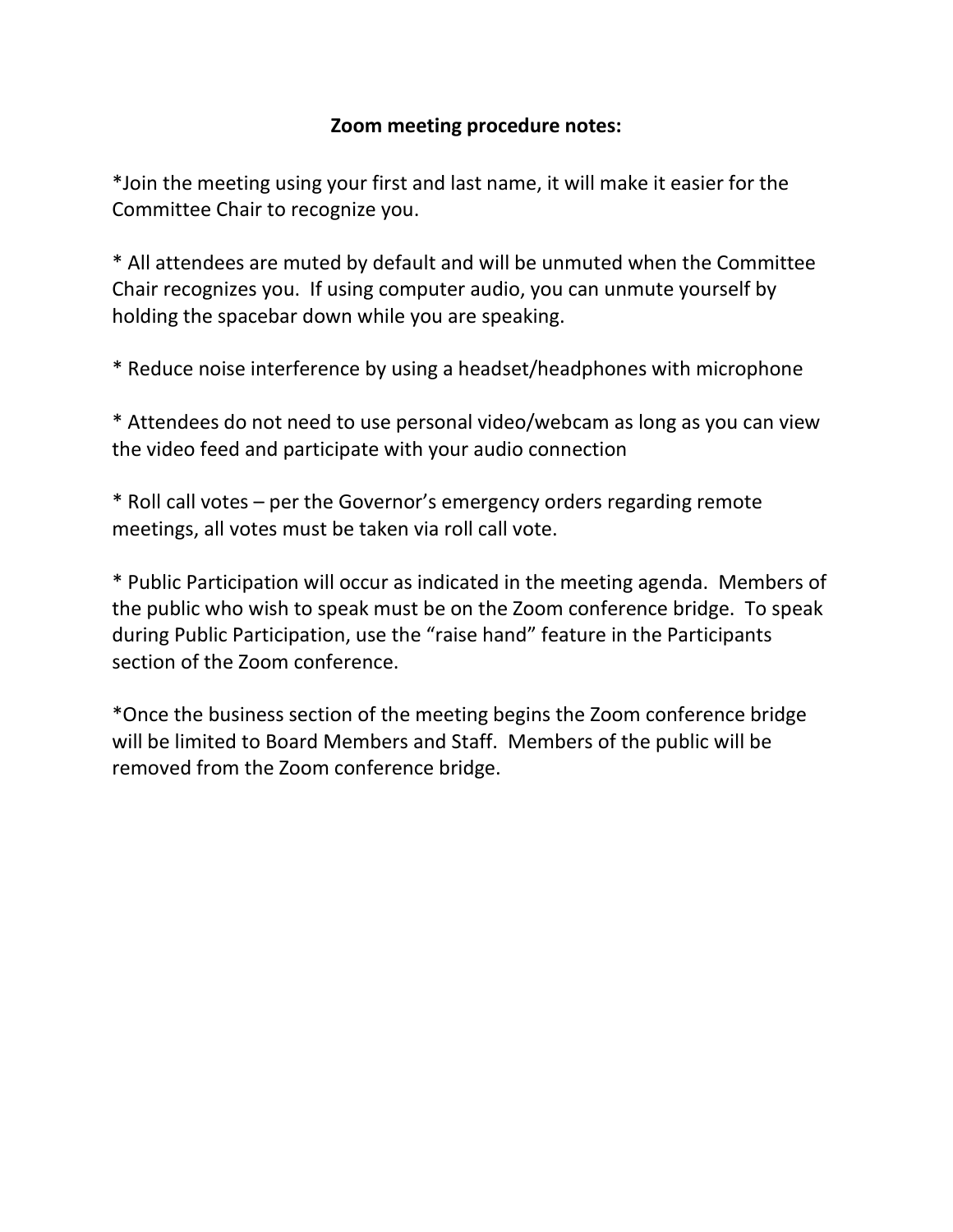**Zoom meeting procedure notes:**

*Join the meeting using your first and last name, it will make it easier for the Committee Chair to recognize you.

* All attendees are muted by default and will be unmuted when the Committee Chair recognizes you. If using computer audio, you can unmute yourself by holding the spacebar down while you are speaking.

* Reduce noise interference by using a headset/headphones with microphone

* Attendees do not need to use personal video/webcam as long as you can view the video feed and participate with your audio connection

* Roll call votes – per the Governor's emergency orders regarding remote meetings, all votes must be taken via roll call vote.

* Public Participation will occur as indicated in the meeting agenda. Members of the public who wish to speak must be on the Zoom conference bridge. To speak during Public Participation, use the "raise hand" feature in the Participants section of the Zoom conference.

*Once the business section of the meeting begins the Zoom conference bridge will be limited to Board Members and Staff. Members of the public will be removed from the Zoom conference bridge.